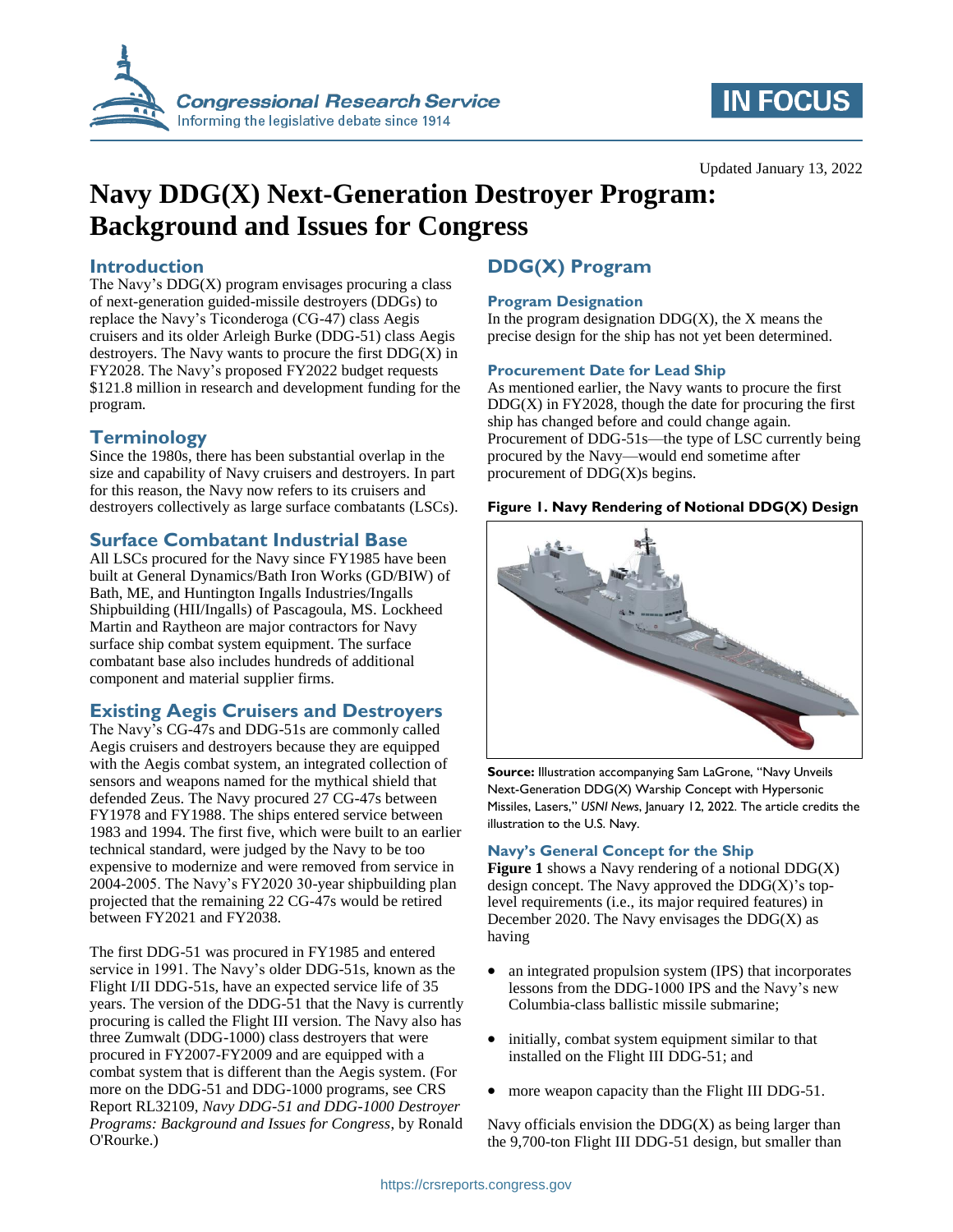Updated January 13, 2022

# Navy DDG(X) Next-Generation Destroyer Program: Background and Issues for Congress

## Introduction

The Navy's DDG(X) program envisages procuring a class of next-generation guided-missile destroyers (DDGs) to replace the Navy's Ticonderoga (CG-47) class Aegis cruisers and its older Arleigh Burke (DDG-51) class Aegis destroyers. The Navy wants to procure the first DDG(X) in FY2028. The Navy's proposed FY2022 budget requests $121.8 million in research and development funding for the program.

## Terminology

Since the 1980s, there has been substantial overlap in the size and capability of Navy cruisers and destroyers. In part for this reason, the Navy now refers to its cruisers and destroyers collectively as large surface combatants (LSCs).

## Surface Combatant Industrial Base

All LSCs procured for the Navy since FY1985 have been built at General Dynamics/Bath Iron Works (GD/BIW) of Bath, ME, and Huntington Ingalls Industries/Ingalls Shipbuilding (HII/Ingalls) of Pascagoula, MS. Lockheed Martin and Raytheon are major contractors for Navy surface ship combat system equipment. The surface combatant base also includes hundreds of additional component and material supplier firms.

## Existing Aegis Cruisers and Destroyers

The Navy's CG-47s and DDG-51s are commonly called Aegis cruisers and destroyers because they are equipped with the Aegis combat system, an integrated collection of sensors and weapons named for the mythical shield that defended Zeus. The Navy procured 27 CG-47s between FY1978 and FY1988. The ships entered service between 1983 and 1994. The first five, which were built to an earlier technical standard, were judged by the Navy to be too expensive to modernize and were removed from service in 2004-2005. The Navy's FY2020 30-year shipbuilding plan projected that the remaining 22 CG-47s would be retired between FY2021 and FY2038.

The first DDG-51 was procured in FY1985 and entered service in 1991. The Navy's older DDG-51s, known as the Flight I/II DDG-51s, have an expected service life of 35 years. The version of the DDG-51 that the Navy is currently procuring is called the Flight III version. The Navy also has three Zumwalt (DDG-1000) class destroyers that were procured in FY2007-FY2009 and are equipped with a combat system that is different than the Aegis system. (For more on the DDG-51 and DDG-1000 programs, see CRS Report RL32109, *Navy DDG-51 and DDG-1000 Destroyer Programs: Background and Issues for Congress*, by Ronald O'Rourke.)

## DDG(X) Program

### Program Designation

In the program designation DDG(X), the X means the precise design for the ship has not yet been determined.

### Procurement Date for Lead Ship

As mentioned earlier, the Navy wants to procure the first DDG(X) in FY2028, though the date for procuring the first ship has changed before and could change again. Procurement of DDG-51s—the type of LSC currently being procured by the Navy—would end sometime after procurement of DDG(X)s begins.

**Figure 1. Navy Rendering of Notional DDG(X) Design**

**Source:** Illustration accompanying Sam LaGrone, "Navy Unveils Next-Generation DDG(X) Warship Concept with Hypersonic Missiles, Lasers," *USNI News*, January 12, 2022. The article credits the illustration to the U.S. Navy.

### Navy's General Concept for the Ship

**Figure 1** shows a Navy rendering of a notional DDG(X) design concept. The Navy approved the DDG(X)'s top-level requirements (i.e., its major required features) in December 2020. The Navy envisages the DDG(X) as having

- an integrated propulsion system (IPS) that incorporates lessons from the DDG-1000 IPS and the Navy's new Columbia-class ballistic missile submarine;
- initially, combat system equipment similar to that installed on the Flight III DDG-51; and
- more weapon capacity than the Flight III DDG-51.

Navy officials envision the DDG(X) as being larger than the 9,700-ton Flight III DDG-51 design, but smaller than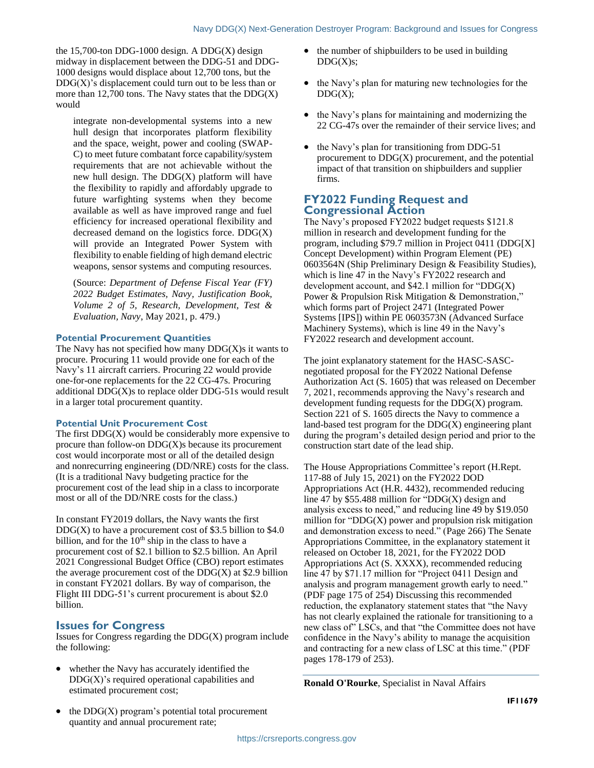the 15,700-ton DDG-1000 design. A DDG(X) design midway in displacement between the DDG-51 and DDG-1000 designs would displace about 12,700 tons, but the DDG(X)'s displacement could turn out to be less than or more than 12,700 tons. The Navy states that the DDG(X) would

> integrate non-developmental systems into a new hull design that incorporates platform flexibility and the space, weight, power and cooling (SWAP-C) to meet future combatant force capability/system requirements that are not achievable without the new hull design. The DDG(X) platform will have the flexibility to rapidly and affordably upgrade to future warfighting systems when they become available as well as have improved range and fuel efficiency for increased operational flexibility and decreased demand on the logistics force. DDG(X) will provide an Integrated Power System with flexibility to enable fielding of high demand electric weapons, sensor systems and computing resources.
>
> (Source: *Department of Defense Fiscal Year (FY) 2022 Budget Estimates, Navy, Justification Book, Volume 2 of 5, Research, Development, Test & Evaluation, Navy*, May 2021, p. 479.)

### Potential Procurement Quantities

The Navy has not specified how many DDG(X)s it wants to procure. Procuring 11 would provide one for each of the Navy's 11 aircraft carriers. Procuring 22 would provide one-for-one replacements for the 22 CG-47s. Procuring additional DDG(X)s to replace older DDG-51s would result in a larger total procurement quantity.

### Potential Unit Procurement Cost

The first DDG(X) would be considerably more expensive to procure than follow-on DDG(X)s because its procurement cost would incorporate most or all of the detailed design and nonrecurring engineering (DD/NRE) costs for the class. (It is a traditional Navy budgeting practice for the procurement cost of the lead ship in a class to incorporate most or all of the DD/NRE costs for the class.)

In constant FY2019 dollars, the Navy wants the first DDG(X) to have a procurement cost of $3.5 billion to $4.0 billion, and for the 10th ship in the class to have a procurement cost of $2.1 billion to $2.5 billion. An April 2021 Congressional Budget Office (CBO) report estimates the average procurement cost of the DDG(X) at $2.9 billion in constant FY2021 dollars. By way of comparison, the Flight III DDG-51's current procurement is about $2.0 billion.

## Issues for Congress

Issues for Congress regarding the DDG(X) program include the following:

- whether the Navy has accurately identified the DDG(X)'s required operational capabilities and estimated procurement cost;
- the DDG(X) program's potential total procurement quantity and annual procurement rate;
- the number of shipbuilders to be used in building DDG(X)s;
- the Navy's plan for maturing new technologies for the DDG(X);
- the Navy's plans for maintaining and modernizing the 22 CG-47s over the remainder of their service lives; and
- the Navy's plan for transitioning from DDG-51 procurement to DDG(X) procurement, and the potential impact of that transition on shipbuilders and supplier firms.

## FY2022 Funding Request and Congressional Action

The Navy's proposed FY2022 budget requests $121.8 million in research and development funding for the program, including $79.7 million in Project 0411 (DDG[X] Concept Development) within Program Element (PE) 0603564N (Ship Preliminary Design & Feasibility Studies), which is line 47 in the Navy's FY2022 research and development account, and $42.1 million for "DDG(X) Power & Propulsion Risk Mitigation & Demonstration," which forms part of Project 2471 (Integrated Power Systems [IPS]) within PE 0603573N (Advanced Surface Machinery Systems), which is line 49 in the Navy's FY2022 research and development account.

The joint explanatory statement for the HASC-SASC-negotiated proposal for the FY2022 National Defense Authorization Act (S. 1605) that was released on December 7, 2021, recommends approving the Navy's research and development funding requests for the DDG(X) program. Section 221 of S. 1605 directs the Navy to commence a land-based test program for the DDG(X) engineering plant during the program's detailed design period and prior to the construction start date of the lead ship.

The House Appropriations Committee's report (H.Rept. 117-88 of July 15, 2021) on the FY2022 DOD Appropriations Act (H.R. 4432), recommended reducing line 47 by $55.488 million for "DDG(X) design and analysis excess to need," and reducing line 49 by $19.050 million for "DDG(X) power and propulsion risk mitigation and demonstration excess to need." (Page 266) The Senate Appropriations Committee, in the explanatory statement it released on October 18, 2021, for the FY2022 DOD Appropriations Act (S. XXXX), recommended reducing line 47 by $71.17 million for "Project 0411 Design and analysis and program management growth early to need." (PDF page 175 of 254) Discussing this recommended reduction, the explanatory statement states that "the Navy has not clearly explained the rationale for transitioning to a new class of" LSCs, and that "the Committee does not have confidence in the Navy's ability to manage the acquisition and contracting for a new class of LSC at this time." (PDF pages 178-179 of 253).

---

**Ronald O'Rourke**, Specialist in Naval Affairs

IF11679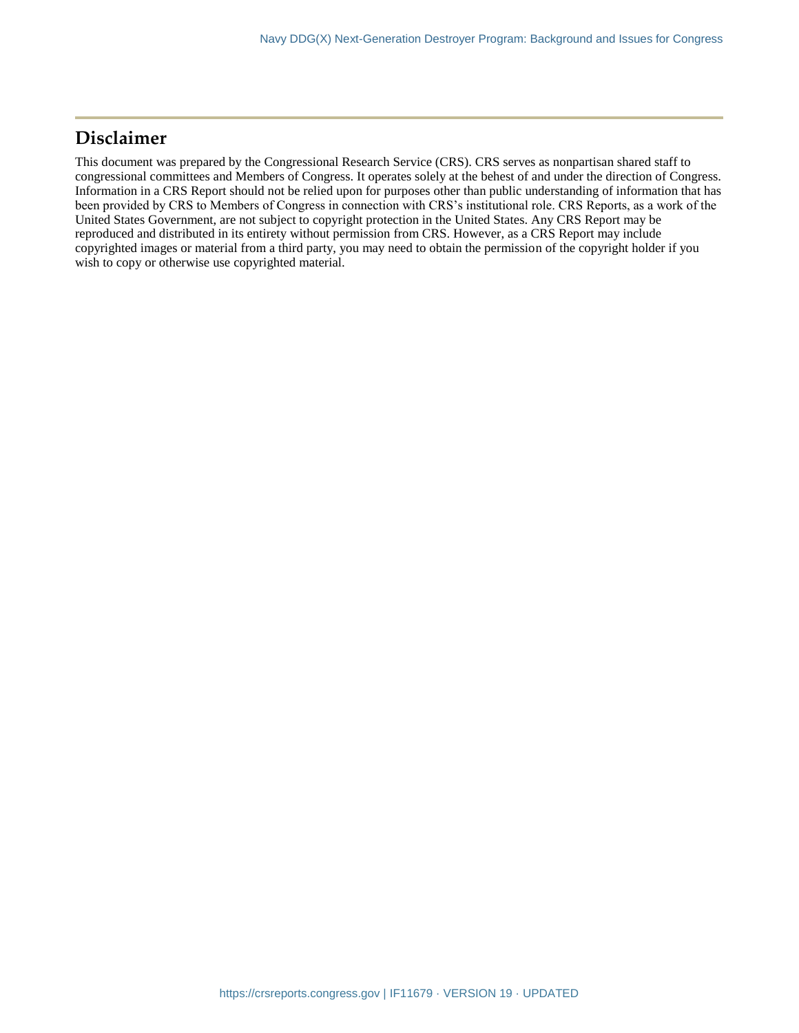## Disclaimer

This document was prepared by the Congressional Research Service (CRS). CRS serves as nonpartisan shared staff to congressional committees and Members of Congress. It operates solely at the behest of and under the direction of Congress. Information in a CRS Report should not be relied upon for purposes other than public understanding of information that has been provided by CRS to Members of Congress in connection with CRS's institutional role. CRS Reports, as a work of the United States Government, are not subject to copyright protection in the United States. Any CRS Report may be reproduced and distributed in its entirety without permission from CRS. However, as a CRS Report may include copyrighted images or material from a third party, you may need to obtain the permission of the copyright holder if you wish to copy or otherwise use copyrighted material.